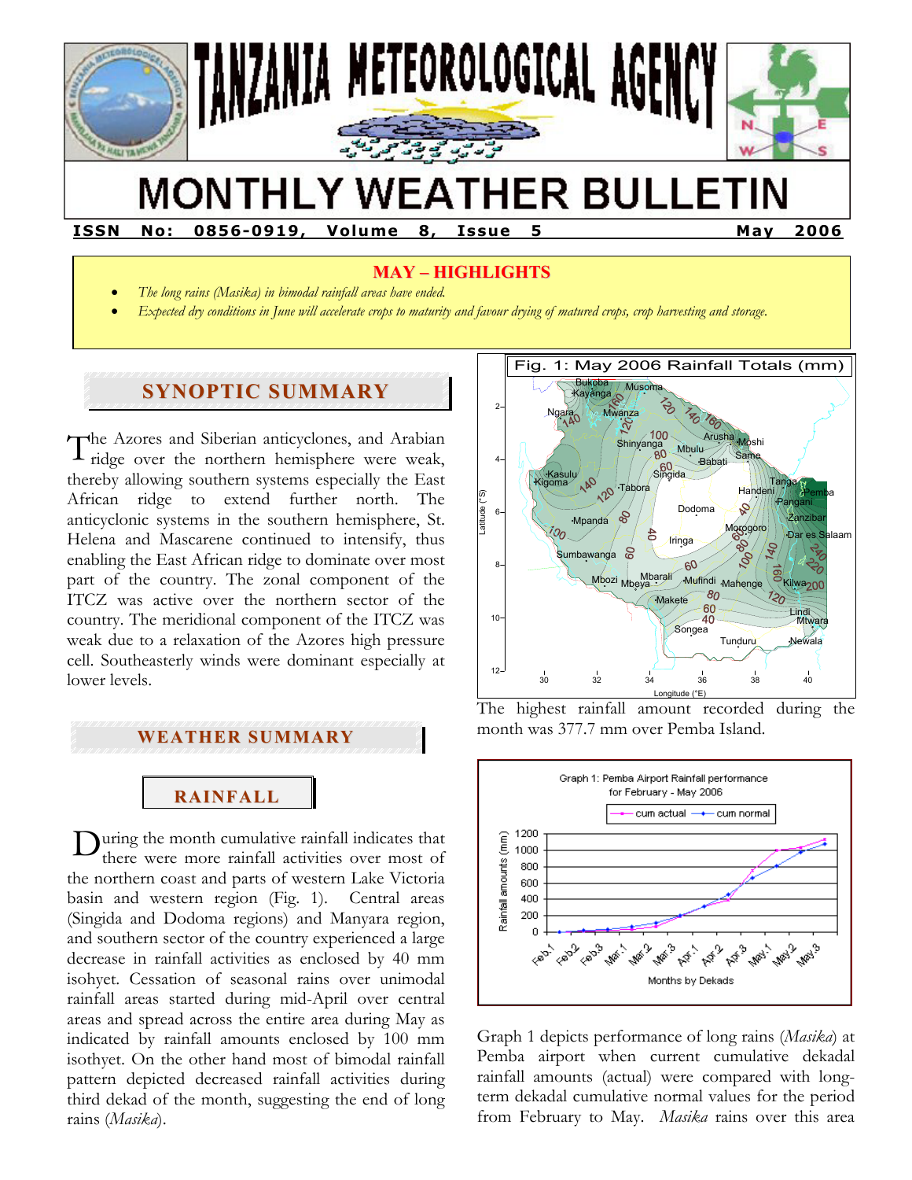# TANZANIA METEOROLOGICAL AGENCY

# MONTHLY WEATHER BULLETIN

**ISSN No: 0856-0919, Volume 8, Issue 5 — May 2006**

## MAY – HIGHLIGHTS

- *The long rains (Masika) in bimodal rainfall areas have ended.*
- *Expected dry conditions in June will accelerate crops to maturity and favour drying of matured crops, crop harvesting and storage.*

## SYNOPTIC SUMMARY

The Azores and Siberian anticyclones, and Arabian ridge over the northern hemisphere were weak, thereby allowing southern systems especially the East African ridge to extend further north. The anticyclonic systems in the southern hemisphere, St. Helena and Mascarene continued to intensify, thus enabling the East African ridge to dominate over most part of the country. The zonal component of the ITCZ was active over the northern sector of the country. The meridional component of the ITCZ was weak due to a relaxation of the Azores high pressure cell. Southeasterly winds were dominant especially at lower levels.

## WEATHER SUMMARY

### RAINFALL

During the month cumulative rainfall indicates that there were more rainfall activities over most of the northern coast and parts of western Lake Victoria basin and western region (Fig. 1). Central areas (Singida and Dodoma regions) and Manyara region, and southern sector of the country experienced a large decrease in rainfall activities as enclosed by 40 mm isohyet. Cessation of seasonal rains over unimodal rainfall areas started during mid-April over central areas and spread across the entire area during May as indicated by rainfall amounts enclosed by 100 mm isothyet. On the other hand most of bimodal rainfall pattern depicted decreased rainfall activities during third dekad of the month, suggesting the end of long rains (*Masika*).

Fig. 1: May 2006 Rainfall Totals (mm)

The highest rainfall amount recorded during the month was 377.7 mm over Pemba Island.

Graph 1: Pemba Airport Rainfall performance for February - May 2006

Graph 1 depicts performance of long rains (*Masika*) at Pemba airport when current cumulative dekadal rainfall amounts (actual) were compared with long-term dekadal cumulative normal values for the period from February to May. *Masika* rains over this area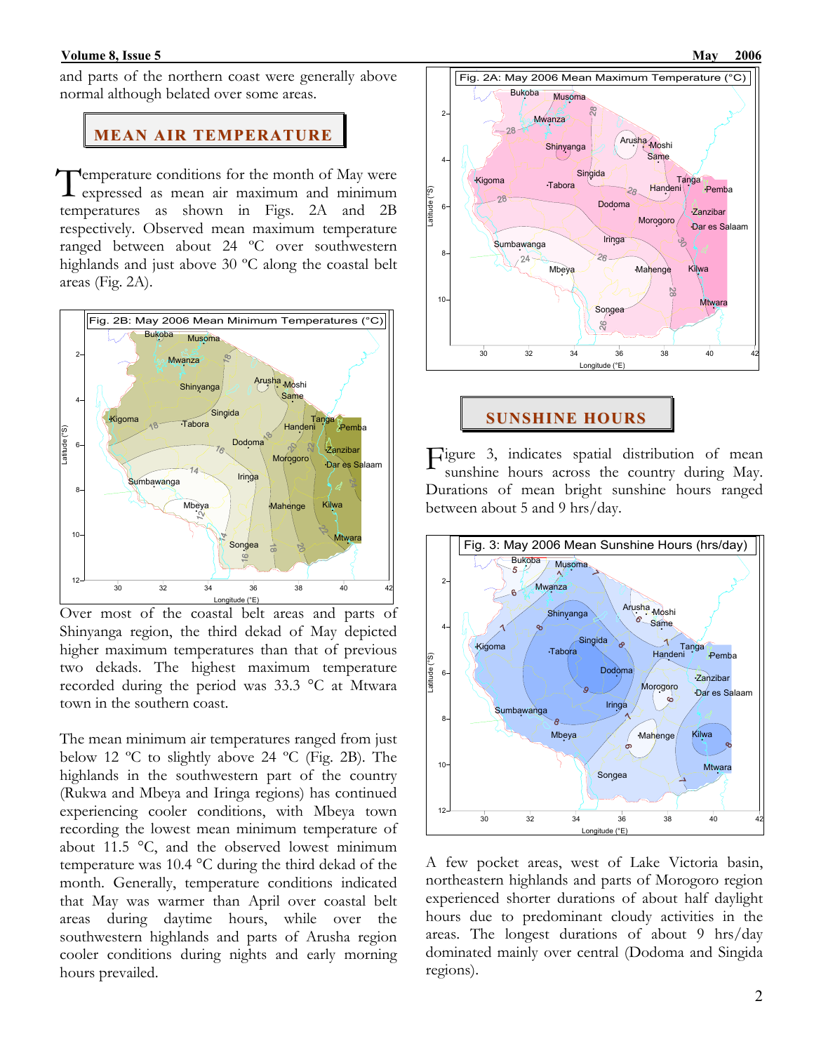and parts of the northern coast were generally above normal although belated over some areas.

## MEAN AIR TEMPERATURE

Temperature conditions for the month of May were expressed as mean air maximum and minimum temperatures as shown in Figs. 2A and 2B respectively. Observed mean maximum temperature ranged between about 24 ºC over southwestern highlands and just above 30 ºC along the coastal belt areas (Fig. 2A).

Fig. 2B: May 2006 Mean Minimum Temperatures (°C)

Over most of the coastal belt areas and parts of Shinyanga region, the third dekad of May depicted higher maximum temperatures than that of previous two dekads. The highest maximum temperature recorded during the period was 33.3 °C at Mtwara town in the southern coast.

The mean minimum air temperatures ranged from just below 12 ºC to slightly above 24 ºC (Fig. 2B). The highlands in the southwestern part of the country (Rukwa and Mbeya and Iringa regions) has continued experiencing cooler conditions, with Mbeya town recording the lowest mean minimum temperature of about 11.5 °C, and the observed lowest minimum temperature was 10.4 °C during the third dekad of the month. Generally, temperature conditions indicated that May was warmer than April over coastal belt areas during daytime hours, while over the southwestern highlands and parts of Arusha region cooler conditions during nights and early morning hours prevailed.

Fig. 2A: May 2006 Mean Maximum Temperature (°C)

## SUNSHINE HOURS

Figure 3, indicates spatial distribution of mean sunshine hours across the country during May. Durations of mean bright sunshine hours ranged between about 5 and 9 hrs/day.

Fig. 3: May 2006 Mean Sunshine Hours (hrs/day)

A few pocket areas, west of Lake Victoria basin, northeastern highlands and parts of Morogoro region experienced shorter durations of about half daylight hours due to predominant cloudy activities in the areas. The longest durations of about 9 hrs/day dominated mainly over central (Dodoma and Singida regions).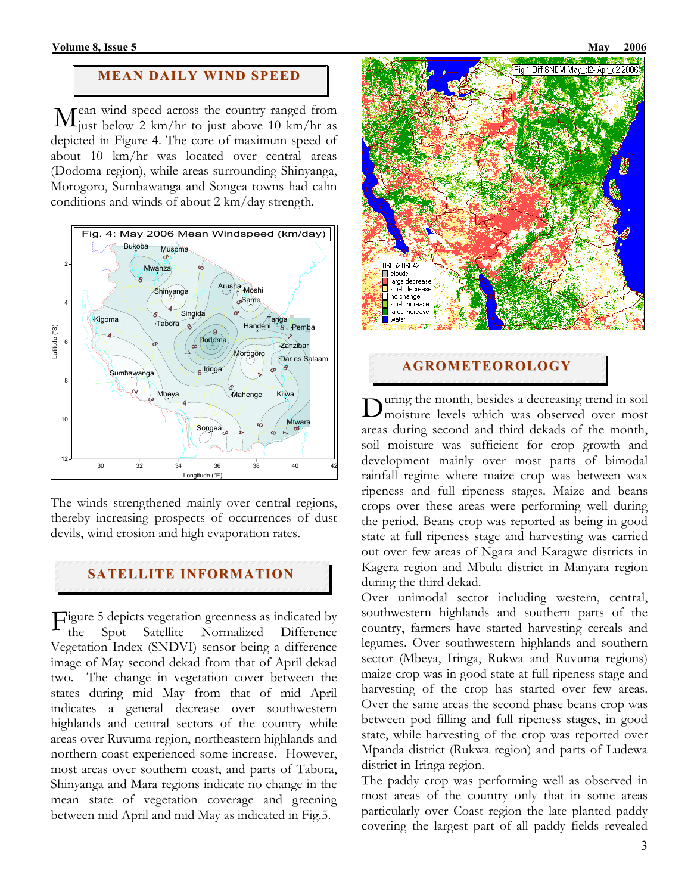## MEAN DAILY WIND SPEED

Mean wind speed across the country ranged from just below 2 km/hr to just above 10 km/hr as depicted in Figure 4. The core of maximum speed of about 10 km/hr was located over central areas (Dodoma region), while areas surrounding Shinyanga, Morogoro, Sumbawanga and Songea towns had calm conditions and winds of about 2 km/day strength.

Fig. 4: May 2006 Mean Windspeed (km/day)

The winds strengthened mainly over central regions, thereby increasing prospects of occurrences of dust devils, wind erosion and high evaporation rates.

## SATELLITE INFORMATION

Figure 5 depicts vegetation greenness as indicated by the Spot Satellite Normalized Difference Vegetation Index (SNDVI) sensor being a difference image of May second dekad from that of April dekad two. The change in vegetation cover between the states during mid May from that of mid April indicates a general decrease over southwestern highlands and central sectors of the country while areas over Ruvuma region, northeastern highlands and northern coast experienced some increase. However, most areas over southern coast, and parts of Tabora, Shinyanga and Mara regions indicate no change in the mean state of vegetation coverage and greening between mid April and mid May as indicated in Fig.5.

Fig.1:Diff SNDVI May_d2- Apr_d2 2006

## AGROMETEOROLOGY

During the month, besides a decreasing trend in soil moisture levels which was observed over most areas during second and third dekads of the month, soil moisture was sufficient for crop growth and development mainly over most parts of bimodal rainfall regime where maize crop was between wax ripeness and full ripeness stages. Maize and beans crops over these areas were performing well during the period. Beans crop was reported as being in good state at full ripeness stage and harvesting was carried out over few areas of Ngara and Karagwe districts in Kagera region and Mbulu district in Manyara region during the third dekad.

Over unimodal sector including western, central, southwestern highlands and southern parts of the country, farmers have started harvesting cereals and legumes. Over southwestern highlands and southern sector (Mbeya, Iringa, Rukwa and Ruvuma regions) maize crop was in good state at full ripeness stage and harvesting of the crop has started over few areas. Over the same areas the second phase beans crop was between pod filling and full ripeness stages, in good state, while harvesting of the crop was reported over Mpanda district (Rukwa region) and parts of Ludewa district in Iringa region.

The paddy crop was performing well as observed in most areas of the country only that in some areas particularly over Coast region the late planted paddy covering the largest part of all paddy fields revealed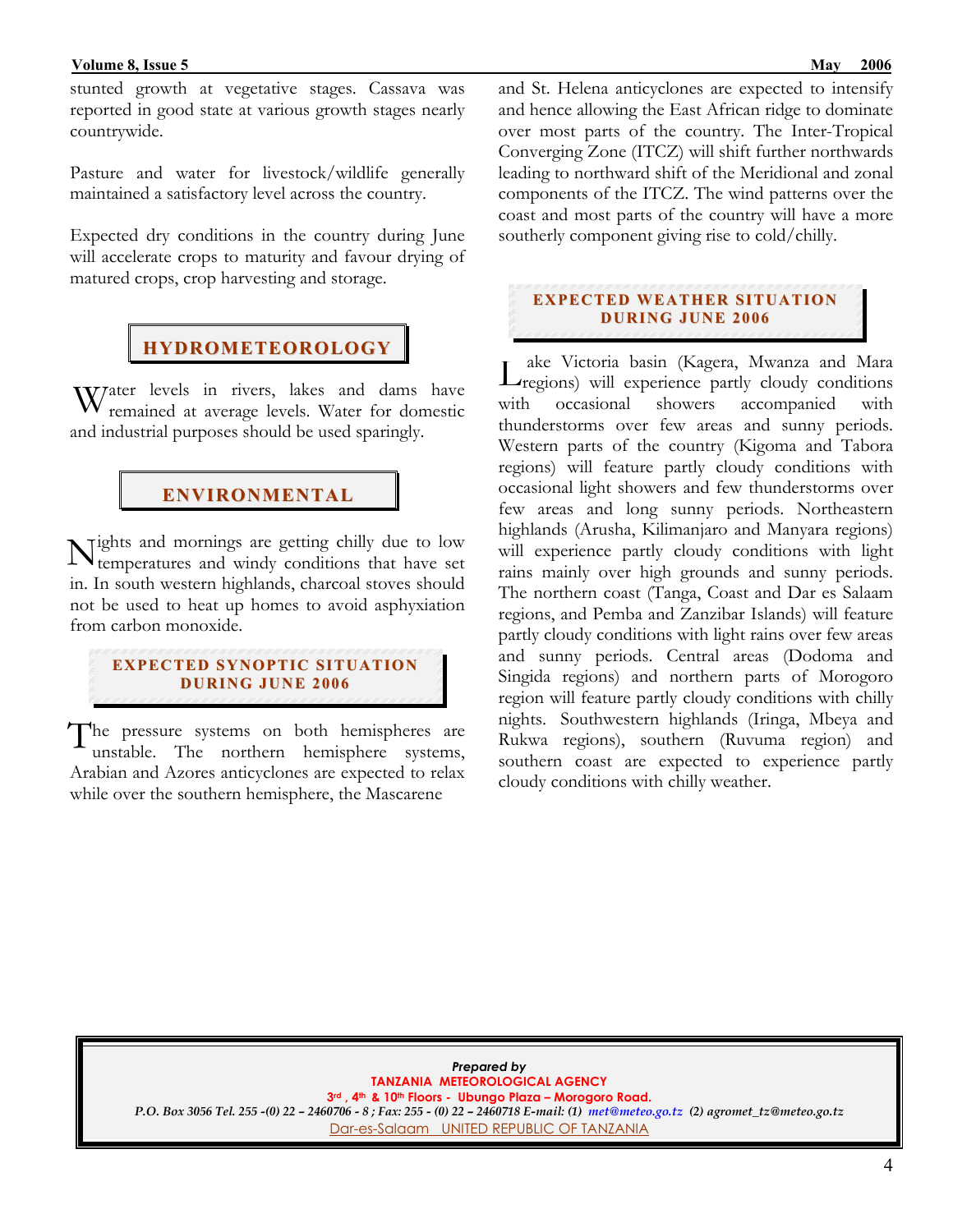stunted growth at vegetative stages. Cassava was reported in good state at various growth stages nearly countrywide.

Pasture and water for livestock/wildlife generally maintained a satisfactory level across the country.

Expected dry conditions in the country during June will accelerate crops to maturity and favour drying of matured crops, crop harvesting and storage.

## HYDROMETEOROLOGY

Water levels in rivers, lakes and dams have remained at average levels. Water for domestic and industrial purposes should be used sparingly.

## ENVIRONMENTAL

Nights and mornings are getting chilly due to low temperatures and windy conditions that have set in. In south western highlands, charcoal stoves should not be used to heat up homes to avoid asphyxiation from carbon monoxide.

## EXPECTED SYNOPTIC SITUATION DURING JUNE 2006

The pressure systems on both hemispheres are unstable. The northern hemisphere systems, Arabian and Azores anticyclones are expected to relax while over the southern hemisphere, the Mascarene and St. Helena anticyclones are expected to intensify and hence allowing the East African ridge to dominate over most parts of the country. The Inter-Tropical Converging Zone (ITCZ) will shift further northwards leading to northward shift of the Meridional and zonal components of the ITCZ. The wind patterns over the coast and most parts of the country will have a more southerly component giving rise to cold/chilly.

## EXPECTED WEATHER SITUATION DURING JUNE 2006

Lake Victoria basin (Kagera, Mwanza and Mara regions) will experience partly cloudy conditions with occasional showers accompanied with thunderstorms over few areas and sunny periods. Western parts of the country (Kigoma and Tabora regions) will feature partly cloudy conditions with occasional light showers and few thunderstorms over few areas and long sunny periods. Northeastern highlands (Arusha, Kilimanjaro and Manyara regions) will experience partly cloudy conditions with light rains mainly over high grounds and sunny periods. The northern coast (Tanga, Coast and Dar es Salaam regions, and Pemba and Zanzibar Islands) will feature partly cloudy conditions with light rains over few areas and sunny periods. Central areas (Dodoma and Singida regions) and northern parts of Morogoro region will feature partly cloudy conditions with chilly nights. Southwestern highlands (Iringa, Mbeya and Rukwa regions), southern (Ruvuma region) and southern coast are expected to experience partly cloudy conditions with chilly weather.

*Prepared by*

**TANZANIA METEOROLOGICAL AGENCY**

**3rd , 4th & 10th Floors - Ubungo Plaza – Morogoro Road.**

*P.O. Box 3056 Tel. 255 -(0) 22 – 2460706 - 8 ; Fax: 255 - (0) 22 – 2460718 E-mail: (1) met@meteo.go.tz (2) agromet_tz@meteo.go.tz*

Dar-es-Salaam UNITED REPUBLIC OF TANZANIA